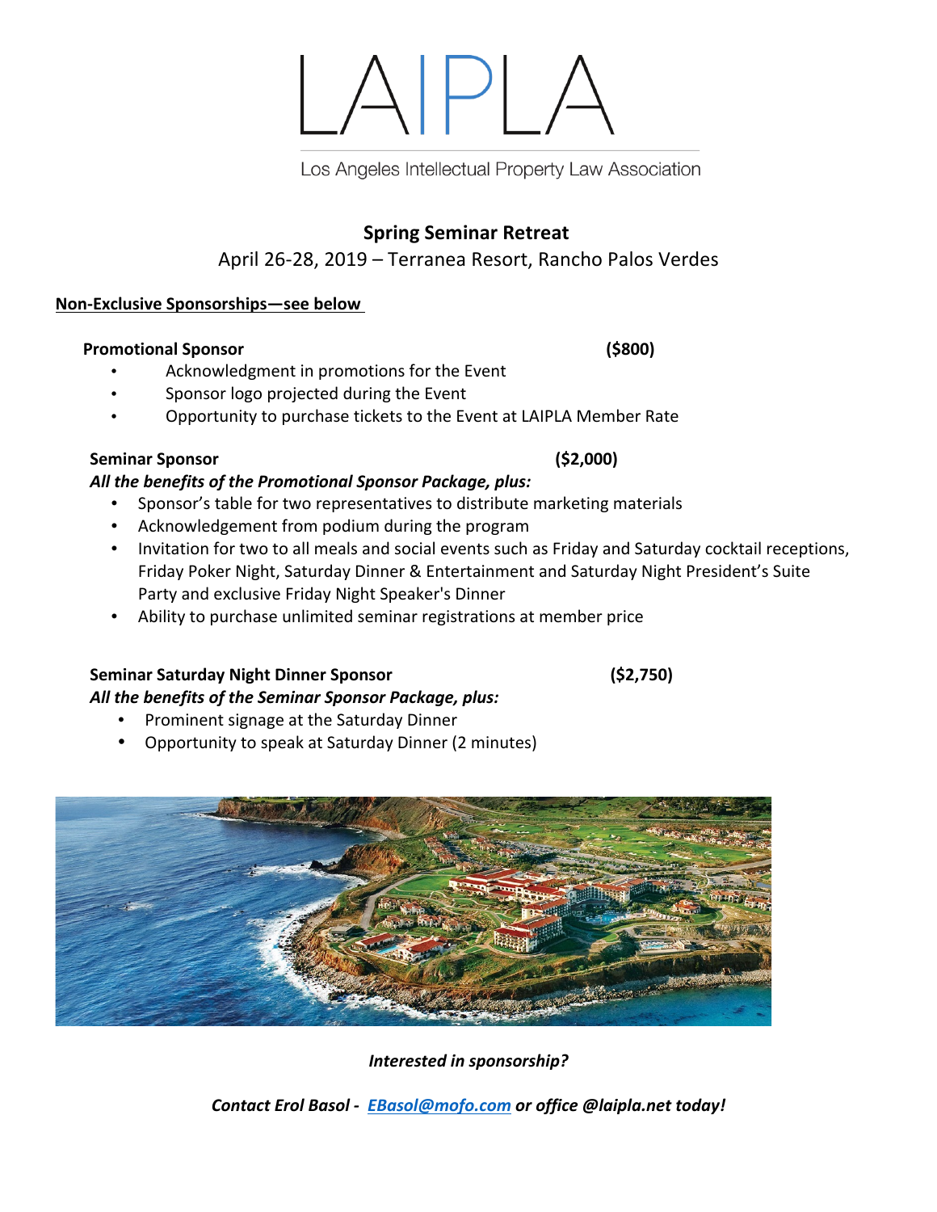# LAIPLA

Los Angeles Intellectual Property Law Association

## Spring Seminar Retreat

April 26-28, 2019 – Terranea Resort, Rancho Palos Verdes

**Non-Exclusive Sponsorships—see below**

**Promotional Sponsor** **($800)**

- Acknowledgment in promotions for the Event
- Sponsor logo projected during the Event
- Opportunity to purchase tickets to the Event at LAIPLA Member Rate

**Seminar Sponsor** **($2,000)**

***All the benefits of the Promotional Sponsor Package, plus:***

- Sponsor's table for two representatives to distribute marketing materials
- Acknowledgement from podium during the program
- Invitation for two to all meals and social events such as Friday and Saturday cocktail receptions, Friday Poker Night, Saturday Dinner & Entertainment and Saturday Night President's Suite Party and exclusive Friday Night Speaker's Dinner
- Ability to purchase unlimited seminar registrations at member price

**Seminar Saturday Night Dinner Sponsor** **($2,750)**

***All the benefits of the Seminar Sponsor Package, plus:***

- Prominent signage at the Saturday Dinner
- Opportunity to speak at Saturday Dinner (2 minutes)

***Interested in sponsorship?***

***Contact Erol Basol - [EBasol@mofo.com](mailto:EBasol@mofo.com) or office @laipla.net today!***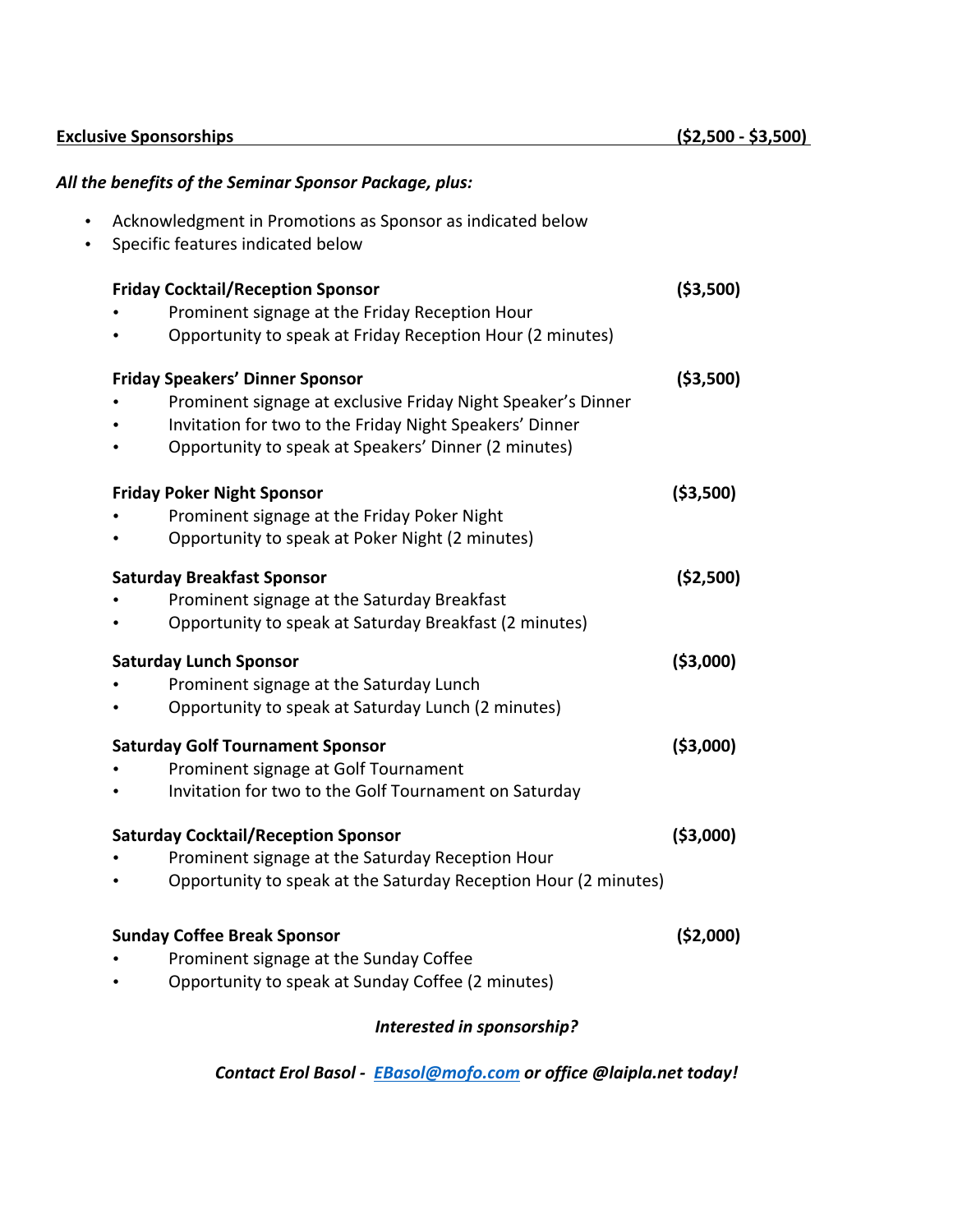**Exclusive Sponsorships** **($2,500 - $3,500)**

***All the benefits of the Seminar Sponsor Package, plus:***

- Acknowledgment in Promotions as Sponsor as indicated below
- Specific features indicated below

**Friday Cocktail/Reception Sponsor** **($3,500)**

- Prominent signage at the Friday Reception Hour
- Opportunity to speak at Friday Reception Hour (2 minutes)

**Friday Speakers' Dinner Sponsor** **($3,500)**

- Prominent signage at exclusive Friday Night Speaker's Dinner
- Invitation for two to the Friday Night Speakers' Dinner
- Opportunity to speak at Speakers' Dinner (2 minutes)

**Friday Poker Night Sponsor** **($3,500)**

- Prominent signage at the Friday Poker Night
- Opportunity to speak at Poker Night (2 minutes)

**Saturday Breakfast Sponsor** **($2,500)**

- Prominent signage at the Saturday Breakfast
- Opportunity to speak at Saturday Breakfast (2 minutes)

**Saturday Lunch Sponsor** **($3,000)**

- Prominent signage at the Saturday Lunch
- Opportunity to speak at Saturday Lunch (2 minutes)

**Saturday Golf Tournament Sponsor** **($3,000)**

- Prominent signage at Golf Tournament
- Invitation for two to the Golf Tournament on Saturday

**Saturday Cocktail/Reception Sponsor** **($3,000)**

- Prominent signage at the Saturday Reception Hour
- Opportunity to speak at the Saturday Reception Hour (2 minutes)

**Sunday Coffee Break Sponsor** **($2,000)**

- Prominent signage at the Sunday Coffee
- Opportunity to speak at Sunday Coffee (2 minutes)

***Interested in sponsorship?***

***Contact Erol Basol - [EBasol@mofo.com](mailto:EBasol@mofo.com) or office @laipla.net today!***